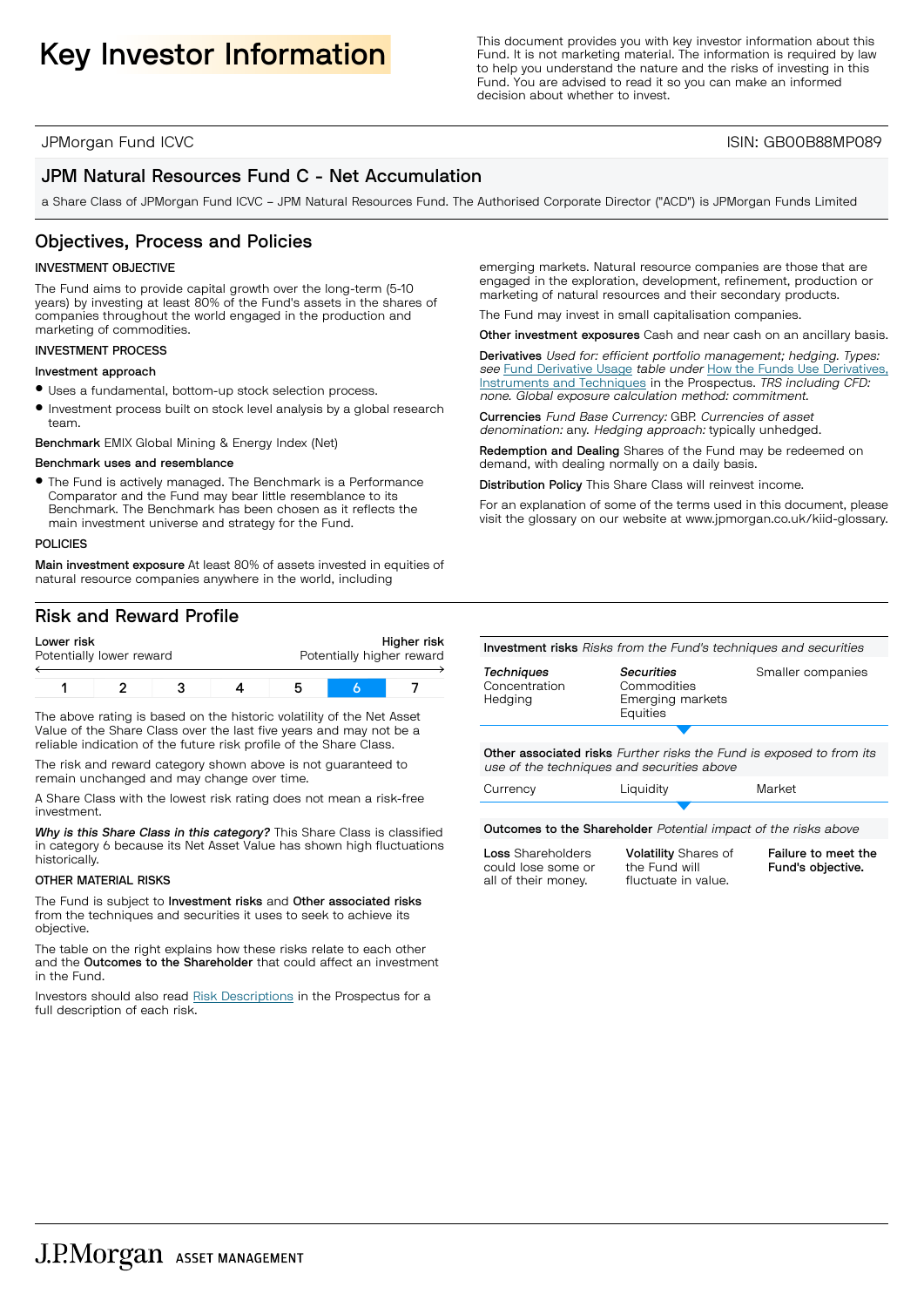# Key Investor Information

This document provides you with key investor information about this Fund. It is not marketing material. The information is required by law to help you understand the nature and the risks of investing in this Fund. You are advised to read it so you can make an informed decision about whether to invest.

JPMorgan Fund ICVC

ISIN: GB00B88MP089

## JPM Natural Resources Fund C - Net Accumulation

a Share Class of JPMorgan Fund ICVC – JPM Natural Resources Fund. The Authorised Corporate Director ("ACD") is JPMorgan Funds Limited

## Objectives, Process and Policies

**INVESTMENT OBJECTIVE**

The Fund aims to provide capital growth over the long-term (5-10 years) by investing at least 80% of the Fund's assets in the shares of companies throughout the world engaged in the production and marketing of commodities.

**INVESTMENT PROCESS**

**Investment approach**

- Uses a fundamental, bottom-up stock selection process.
- Investment process built on stock level analysis by a global research team.

**Benchmark** EMIX Global Mining & Energy Index (Net)

**Benchmark uses and resemblance**

- The Fund is actively managed. The Benchmark is a Performance Comparator and the Fund may bear little resemblance to its Benchmark. The Benchmark has been chosen as it reflects the main investment universe and strategy for the Fund.

**POLICIES**

**Main investment exposure** At least 80% of assets invested in equities of natural resource companies anywhere in the world, including emerging markets. Natural resource companies are those that are engaged in the exploration, development, refinement, production or marketing of natural resources and their secondary products.

The Fund may invest in small capitalisation companies.

**Other investment exposures** Cash and near cash on an ancillary basis.

**Derivatives** *Used for:* efficient portfolio management; hedging. *Types: see* Fund Derivative Usage *table under* How the Funds Use Derivatives, Instruments and Techniques in the Prospectus. *TRS including CFD:* none. *Global exposure calculation method:* commitment.

**Currencies** *Fund Base Currency:* GBP. *Currencies of asset denomination:* any. *Hedging approach:* typically unhedged.

**Redemption and Dealing** Shares of the Fund may be redeemed on demand, with dealing normally on a daily basis.

**Distribution Policy** This Share Class will reinvest income.

For an explanation of some of the terms used in this document, please visit the glossary on our website at www.jpmorgan.co.uk/kiid-glossary.

## Risk and Reward Profile

| Lower risk<br>Potentially lower reward | | | | | | Higher risk<br>Potentially higher reward |
|---|---|---|---|---|---|---|
| 1 | 2 | 3 | 4 | 5 | **6** | 7 |

The above rating is based on the historic volatility of the Net Asset Value of the Share Class over the last five years and may not be a reliable indication of the future risk profile of the Share Class.

The risk and reward category shown above is not guaranteed to remain unchanged and may change over time.

A Share Class with the lowest risk rating does not mean a risk-free investment.

***Why is this Share Class in this category?*** This Share Class is classified in category 6 because its Net Asset Value has shown high fluctuations historically.

**OTHER MATERIAL RISKS**

The Fund is subject to **Investment risks** and **Other associated risks** from the techniques and securities it uses to seek to achieve its objective.

The table on the right explains how these risks relate to each other and the **Outcomes to the Shareholder** that could affect an investment in the Fund.

Investors should also read Risk Descriptions in the Prospectus for a full description of each risk.

**Investment risks** *Risks from the Fund's techniques and securities*

| *Techniques* | *Securities* | |
|---|---|---|
| Concentration<br>Hedging | Commodities<br>Emerging markets<br>Equities | Smaller companies |

**Other associated risks** *Further risks the Fund is exposed to from its use of the techniques and securities above*

| | | |
|---|---|---|
| Currency | Liquidity | Market |

**Outcomes to the Shareholder** *Potential impact of the risks above*

| | | |
|---|---|---|
| **Loss** Shareholders could lose some or all of their money. | **Volatility** Shares of the Fund will fluctuate in value. | **Failure to meet the Fund's objective.** |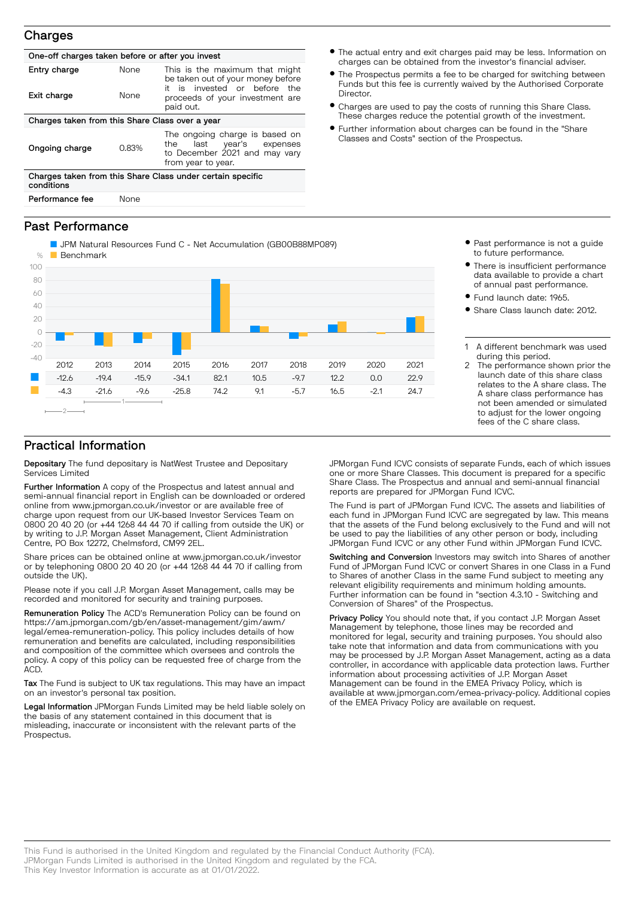## Charges

| One-off charges taken before or after you invest | | |
|---|---|---|
| Entry charge | None | This is the maximum that might be taken out of your money before it is invested or before the proceeds of your investment are paid out. |
| Exit charge | None | |
| **Charges taken from this Share Class over a year** | | |
| Ongoing charge | 0.83% | The ongoing charge is based on the last year's expenses to December 2021 and may vary from year to year. |
| **Charges taken from this Share Class under certain specific conditions** | | |
| Performance fee | None | |

- The actual entry and exit charges paid may be less. Information on charges can be obtained from the investor's financial adviser.
- The Prospectus permits a fee to be charged for switching between Funds but this fee is currently waived by the Authorised Corporate Director.
- Charges are used to pay the costs of running this Share Class. These charges reduce the potential growth of the investment.
- Further information about charges can be found in the "Share Classes and Costs" section of the Prospectus.

## Past Performance

JPM Natural Resources Fund C - Net Accumulation (GB00B88MP089)
Benchmark

%
100
80
60
40
20
0
-20
-40

2012 2013 2014 2015 2016 2017 2018 2019 2020 2021
-12.6 -19.4 -15.9 -34.1 82.1 10.5 -9.7 12.2 0.0 22.9
-4.3 -21.6 -9.6 -25.8 74.2 9.1 -5.7 16.5 -2.1 24.7

1
2

- Past performance is not a guide to future performance.
- There is insufficient performance data available to provide a chart of annual past performance.
- Fund launch date: 1965.
- Share Class launch date: 2012.

1 A different benchmark was used during this period.
2 The performance shown prior the launch date of this share class relates to the A share class. The A share class performance has not been amended or simulated to adjust for the lower ongoing fees of the C share class.

## Practical Information

**Depositary** The fund depositary is NatWest Trustee and Depositary Services Limited

**Further Information** A copy of the Prospectus and latest annual and semi-annual financial report in English can be downloaded or ordered online from www.jpmorgan.co.uk/investor or are available free of charge upon request from our UK-based Investor Services Team on 0800 20 40 20 (or +44 1268 44 44 70 if calling from outside the UK) or by writing to J.P. Morgan Asset Management, Client Administration Centre, PO Box 12272, Chelmsford, CM99 2EL.

Share prices can be obtained online at www.jpmorgan.co.uk/investor or by telephoning 0800 20 40 20 (or +44 1268 44 44 70 if calling from outside the UK).

Please note if you call J.P. Morgan Asset Management, calls may be recorded and monitored for security and training purposes.

**Remuneration Policy** The ACD's Remuneration Policy can be found on https://am.jpmorgan.com/gb/en/asset-management/gim/awm/legal/emea-remuneration-policy. This policy includes details of how remuneration and benefits are calculated, including responsibilities and composition of the committee which oversees and controls the policy. A copy of this policy can be requested free of charge from the ACD.

**Tax** The Fund is subject to UK tax regulations. This may have an impact on an investor's personal tax position.

**Legal Information** JPMorgan Funds Limited may be held liable solely on the basis of any statement contained in this document that is misleading, inaccurate or inconsistent with the relevant parts of the Prospectus.

JPMorgan Fund ICVC consists of separate Funds, each of which issues one or more Share Classes. This document is prepared for a specific Share Class. The Prospectus and annual and semi-annual financial reports are prepared for JPMorgan Fund ICVC.

The Fund is part of JPMorgan Fund ICVC. The assets and liabilities of each fund in JPMorgan Fund ICVC are segregated by law. This means that the assets of the Fund belong exclusively to the Fund and will not be used to pay the liabilities of any other person or body, including JPMorgan Fund ICVC or any other Fund within JPMorgan Fund ICVC.

**Switching and Conversion** Investors may switch into Shares of another Fund of JPMorgan Fund ICVC or convert Shares in one Class in a Fund to Shares of another Class in the same Fund subject to meeting any relevant eligibility requirements and minimum holding amounts. Further information can be found in "section 4.3.10 - Switching and Conversion of Shares" of the Prospectus.

**Privacy Policy** You should note that, if you contact J.P. Morgan Asset Management by telephone, those lines may be recorded and monitored for legal, security and training purposes. You should also take note that information and data from communications with you may be processed by J.P. Morgan Asset Management, acting as a data controller, in accordance with applicable data protection laws. Further information about processing activities of J.P. Morgan Asset Management can be found in the EMEA Privacy Policy, which is available at www.jpmorgan.com/emea-privacy-policy. Additional copies of the EMEA Privacy Policy are available on request.

This Fund is authorised in the United Kingdom and regulated by the Financial Conduct Authority (FCA).
JPMorgan Funds Limited is authorised in the United Kingdom and regulated by the FCA.
This Key Investor Information is accurate as at 01/01/2022.